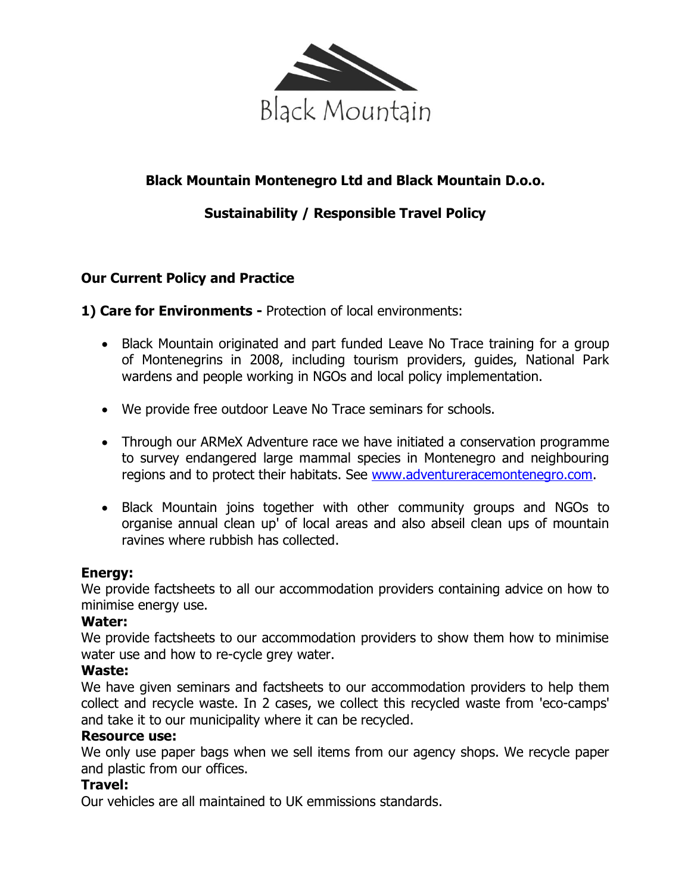Black Mountain

# Black Mountain Montenegro Ltd and Black Mountain D.o.o.

## Sustainability / Responsible Travel Policy

### Our Current Policy and Practice

**1) Care for Environments -** Protection of local environments:

- Black Mountain originated and part funded Leave No Trace training for a group of Montenegrins in 2008, including tourism providers, guides, National Park wardens and people working in NGOs and local policy implementation.
- We provide free outdoor Leave No Trace seminars for schools.
- Through our ARMeX Adventure race we have initiated a conservation programme to survey endangered large mammal species in Montenegro and neighbouring regions and to protect their habitats. See [www.adventureracemontenegro.com](http://www.adventureracemontenegro.com).
- Black Mountain joins together with other community groups and NGOs to organise annual clean up' of local areas and also abseil clean ups of mountain ravines where rubbish has collected.

**Energy:**
We provide factsheets to all our accommodation providers containing advice on how to minimise energy use.

**Water:**
We provide factsheets to our accommodation providers to show them how to minimise water use and how to re-cycle grey water.

**Waste:**
We have given seminars and factsheets to our accommodation providers to help them collect and recycle waste. In 2 cases, we collect this recycled waste from 'eco-camps' and take it to our municipality where it can be recycled.

**Resource use:**
We only use paper bags when we sell items from our agency shops. We recycle paper and plastic from our offices.

**Travel:**
Our vehicles are all maintained to UK emmissions standards.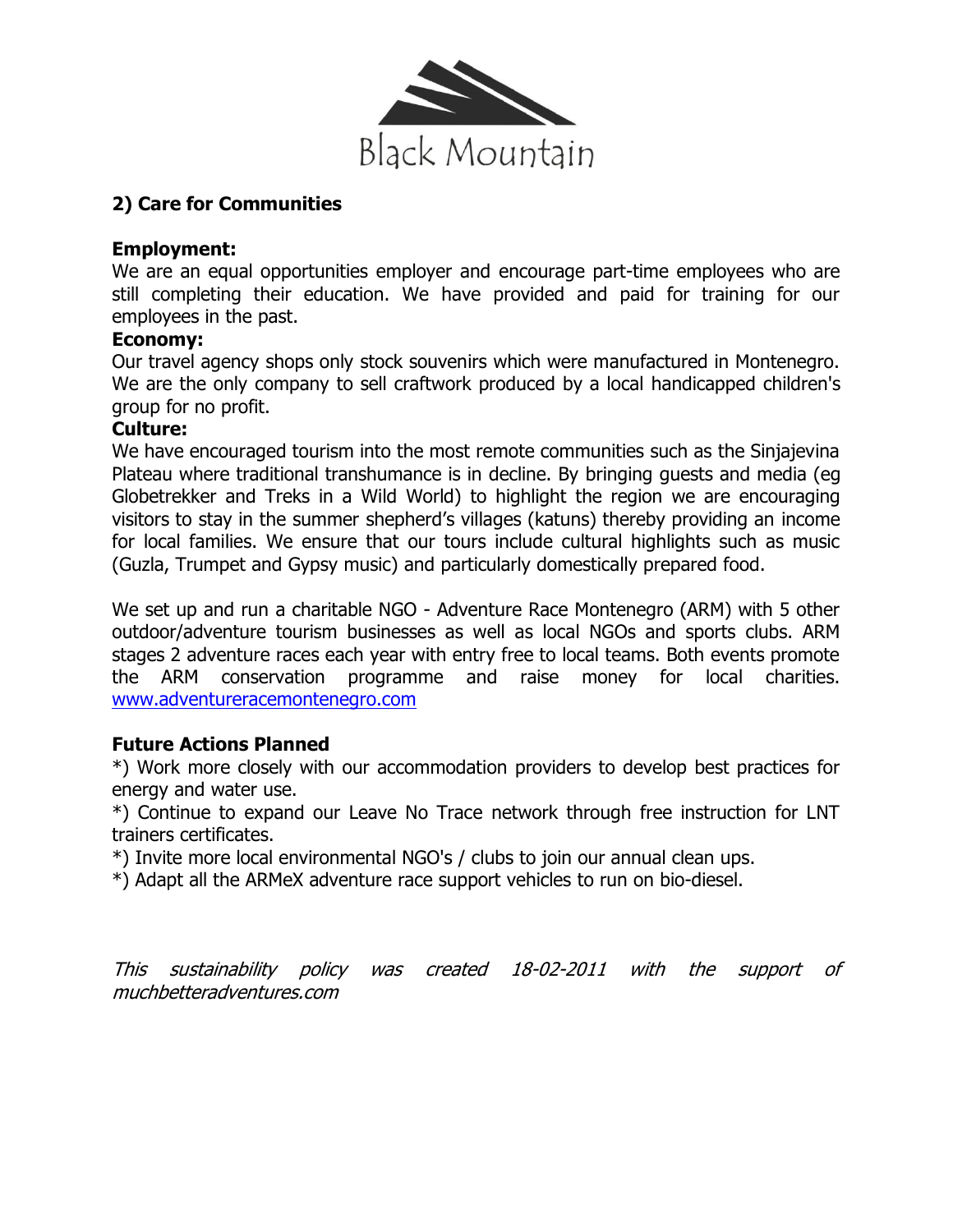Black Mountain

## 2) Care for Communities

**Employment:**
We are an equal opportunities employer and encourage part-time employees who are still completing their education. We have provided and paid for training for our employees in the past.

**Economy:**
Our travel agency shops only stock souvenirs which were manufactured in Montenegro. We are the only company to sell craftwork produced by a local handicapped children's group for no profit.

**Culture:**
We have encouraged tourism into the most remote communities such as the Sinjajevina Plateau where traditional transhumance is in decline. By bringing guests and media (eg Globetrekker and Treks in a Wild World) to highlight the region we are encouraging visitors to stay in the summer shepherd's villages (katuns) thereby providing an income for local families. We ensure that our tours include cultural highlights such as music (Guzla, Trumpet and Gypsy music) and particularly domestically prepared food.

We set up and run a charitable NGO - Adventure Race Montenegro (ARM) with 5 other outdoor/adventure tourism businesses as well as local NGOs and sports clubs. ARM stages 2 adventure races each year with entry free to local teams. Both events promote the ARM conservation programme and raise money for local charities. www.adventureracemontenegro.com

**Future Actions Planned**

*) Work more closely with our accommodation providers to develop best practices for energy and water use.
*) Continue to expand our Leave No Trace network through free instruction for LNT trainers certificates.
*) Invite more local environmental NGO's / clubs to join our annual clean ups.
*) Adapt all the ARMeX adventure race support vehicles to run on bio-diesel.

*This sustainability policy was created 18-02-2011 with the support of muchbetteradventures.com*